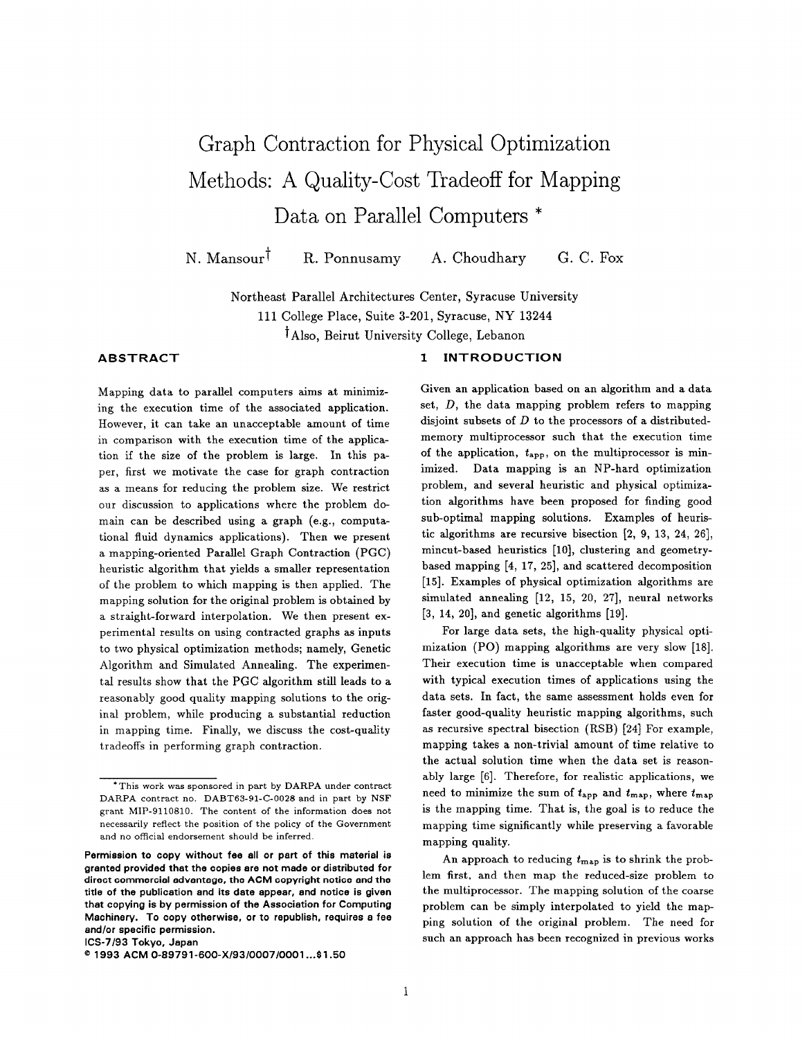# Graph Contraction for Physical Optimization Methods: A Quality-Cost Tradeoff for Mapping Data on Parallel Computers *

N. Mansour[†] R. Ponnusamy A. Choudhary G. C. Fox

Northeast Parallel Architectures Center, Syracuse University
111 College Place, Suite 3-201, Syracuse, NY 13244
[†]Also, Beirut University College, Lebanon

## ABSTRACT

Mapping data to parallel computers aims at minimizing the execution time of the associated application. However, it can take an unacceptable amount of time in comparison with the execution time of the application if the size of the problem is large. In this paper, first we motivate the case for graph contraction as a means for reducing the problem size. We restrict our discussion to applications where the problem domain can be described using a graph (e.g., computational fluid dynamics applications). Then we present a mapping-oriented Parallel Graph Contraction (PGC) heuristic algorithm that yields a smaller representation of the problem to which mapping is then applied. The mapping solution for the original problem is obtained by a straight-forward interpolation. We then present experimental results on using contracted graphs as inputs to two physical optimization methods; namely, Genetic Algorithm and Simulated Annealing. The experimental results show that the PGC algorithm still leads to a reasonably good quality mapping solutions to the original problem, while producing a substantial reduction in mapping time. Finally, we discuss the cost-quality tradeoffs in performing graph contraction.

*This work was sponsored in part by DARPA under contract DARPA contract no. DABT63-91-C-0028 and in part by NSF grant MIP-9110810. The content of the information does not necessarily reflect the position of the policy of the Government and no official endorsement should be inferred.

**Permission to copy without fee all or part of this material is granted provided that the copies are not made or distributed for direct commercial advantage, the ACM copyright notice and the title of the publication and its date appear, and notice is given that copying is by permission of the Association for Computing Machinery. To copy otherwise, or to republish, requires a fee and/or specific permission.**
**ICS-7/93 Tokyo, Japan**
**© 1993 ACM 0-89791-600-X/93/0007/0001...$1.50**

## 1 INTRODUCTION

Given an application based on an algorithm and a data set, $D$, the data mapping problem refers to mapping disjoint subsets of $D$ to the processors of a distributed-memory multiprocessor such that the execution time of the application, $t_{app}$, on the multiprocessor is minimized. Data mapping is an NP-hard optimization problem, and several heuristic and physical optimization algorithms have been proposed for finding good sub-optimal mapping solutions. Examples of heuristic algorithms are recursive bisection [2, 9, 13, 24, 26], mincut-based heuristics [10], clustering and geometry-based mapping [4, 17, 25], and scattered decomposition [15]. Examples of physical optimization algorithms are simulated annealing [12, 15, 20, 27], neural networks [3, 14, 20], and genetic algorithms [19].

For large data sets, the high-quality physical optimization (PO) mapping algorithms are very slow [18]. Their execution time is unacceptable when compared with typical execution times of applications using the data sets. In fact, the same assessment holds even for faster good-quality heuristic mapping algorithms, such as recursive spectral bisection (RSB) [24] For example, mapping takes a non-trivial amount of time relative to the actual solution time when the data set is reasonably large [6]. Therefore, for realistic applications, we need to minimize the sum of $t_{app}$ and $t_{map}$, where $t_{map}$ is the mapping time. That is, the goal is to reduce the mapping time significantly while preserving a favorable mapping quality.

An approach to reducing $t_{map}$ is to shrink the problem first, and then map the reduced-size problem to the multiprocessor. The mapping solution of the coarse problem can be simply interpolated to yield the mapping solution of the original problem. The need for such an approach has been recognized in previous works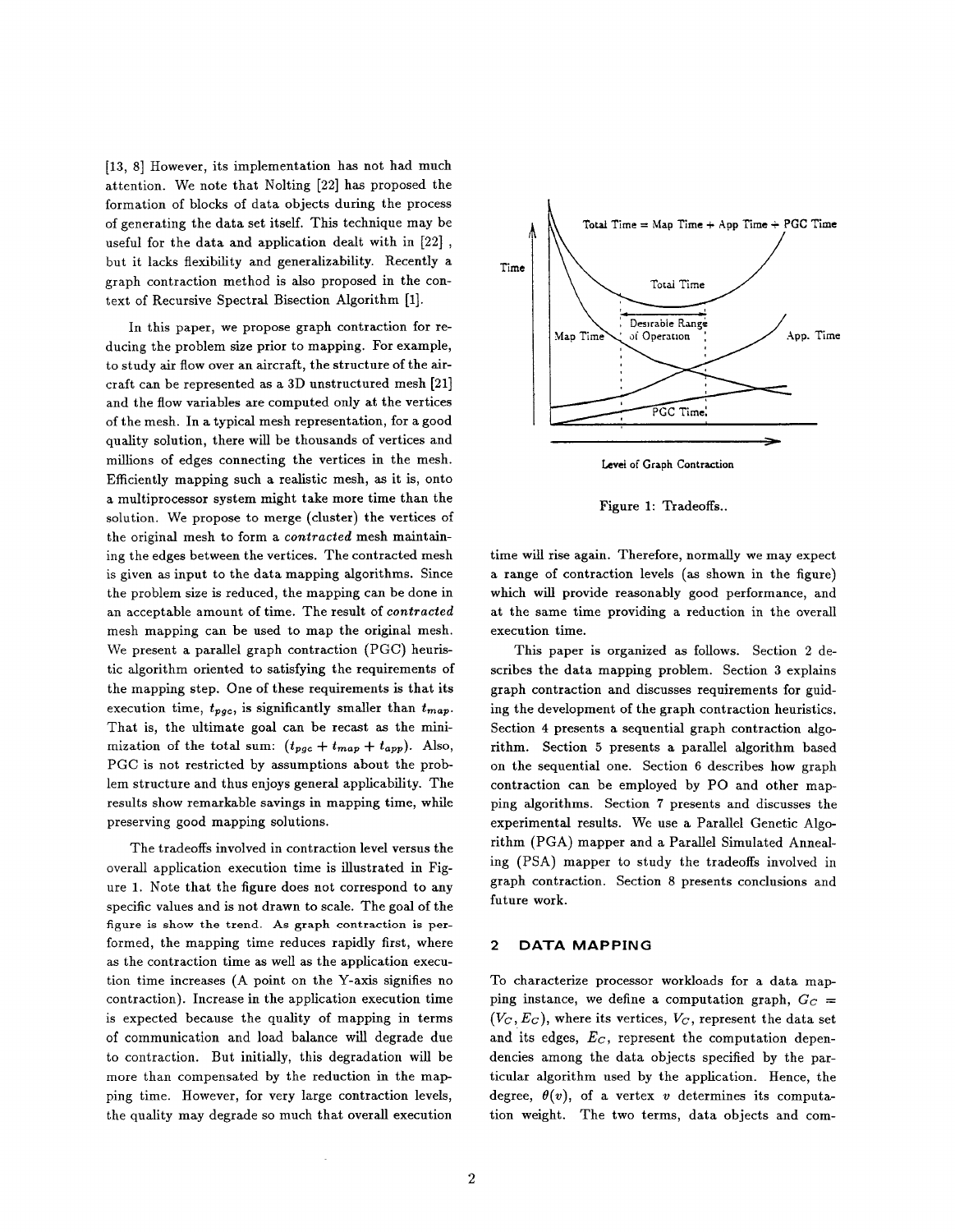[13, 8] However, its implementation has not had much attention. We note that Nolting [22] has proposed the formation of blocks of data objects during the process of generating the data set itself. This technique may be useful for the data and application dealt with in [22] , but it lacks flexibility and generalizability. Recently a graph contraction method is also proposed in the context of Recursive Spectral Bisection Algorithm [1].

In this paper, we propose graph contraction for reducing the problem size prior to mapping. For example, to study air flow over an aircraft, the structure of the aircraft can be represented as a 3D unstructured mesh [21] and the flow variables are computed only at the vertices of the mesh. In a typical mesh representation, for a good quality solution, there will be thousands of vertices and millions of edges connecting the vertices in the mesh. Efficiently mapping such a realistic mesh, as it is, onto a multiprocessor system might take more time than the solution. We propose to merge (cluster) the vertices of the original mesh to form a *contracted* mesh maintaining the edges between the vertices. The contracted mesh is given as input to the data mapping algorithms. Since the problem size is reduced, the mapping can be done in an acceptable amount of time. The result of *contracted* mesh mapping can be used to map the original mesh. We present a parallel graph contraction (PGC) heuristic algorithm oriented to satisfying the requirements of the mapping step. One of these requirements is that its execution time, $t_{pgc}$, is significantly smaller than $t_{map}$. That is, the ultimate goal can be recast as the minimization of the total sum: $(t_{pgc} + t_{map} + t_{app})$. Also, PGC is not restricted by assumptions about the problem structure and thus enjoys general applicability. The results show remarkable savings in mapping time, while preserving good mapping solutions.

The tradeoffs involved in contraction level versus the overall application execution time is illustrated in Figure 1. Note that the figure does not correspond to any specific values and is not drawn to scale. The goal of the figure is show the trend. As graph contraction is performed, the mapping time reduces rapidly first, where as the contraction time as well as the application execution time increases (A point on the Y-axis signifies no contraction). Increase in the application execution time is expected because the quality of mapping in terms of communication and load balance will degrade due to contraction. But initially, this degradation will be more than compensated by the reduction in the mapping time. However, for very large contraction levels, the quality may degrade so much that overall execution time will rise again. Therefore, normally we may expect a range of contraction levels (as shown in the figure) which will provide reasonably good performance, and at the same time providing a reduction in the overall execution time.

Figure 1: Tradeoffs..

This paper is organized as follows. Section 2 describes the data mapping problem. Section 3 explains graph contraction and discusses requirements for guiding the development of the graph contraction heuristics. Section 4 presents a sequential graph contraction algorithm. Section 5 presents a parallel algorithm based on the sequential one. Section 6 describes how graph contraction can be employed by PO and other mapping algorithms. Section 7 presents and discusses the experimental results. We use a Parallel Genetic Algorithm (PGA) mapper and a Parallel Simulated Annealing (PSA) mapper to study the tradeoffs involved in graph contraction. Section 8 presents conclusions and future work.

## 2 DATA MAPPING

To characterize processor workloads for a data mapping instance, we define a computation graph, $G_C = (V_C, E_C)$, where its vertices, $V_C$, represent the data set and its edges, $E_C$, represent the computation dependencies among the data objects specified by the particular algorithm used by the application. Hence, the degree, $\theta(v)$, of a vertex $v$ determines its computation weight. The two terms, data objects and com-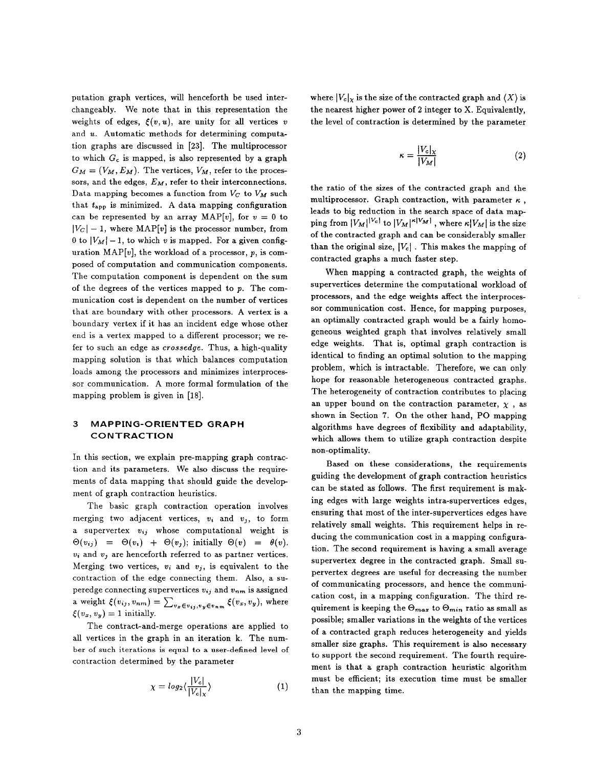putation graph vertices, will henceforth be used interchangeably. We note that in this representation the weights of edges, $\xi(v, u)$, are unity for all vertices $v$ and $u$. Automatic methods for determining computation graphs are discussed in [23]. The multiprocessor to which $G_c$ is mapped, is also represented by a graph $G_M = (V_M, E_M)$. The vertices, $V_M$, refer to the processors, and the edges, $E_M$, refer to their interconnections. Data mapping becomes a function from $V_C$ to $V_M$ such that $t_{app}$ is minimized. A data mapping configuration can be represented by an array MAP[$v$], for $v = 0$ to $|V_C| - 1$, where MAP[$v$] is the processor number, from 0 to $|V_M| - 1$, to which $v$ is mapped. For a given configuration MAP[$v$], the workload of a processor, $p$, is composed of computation and communication components. The computation component is dependent on the sum of the degrees of the vertices mapped to $p$. The communication cost is dependent on the number of vertices that are boundary with other processors. A vertex is a boundary vertex if it has an incident edge whose other end is a vertex mapped to a different processor; we refer to such an edge as *crossedge*. Thus, a high-quality mapping solution is that which balances computation loads among the processors and minimizes interprocessor communication. A more formal formulation of the mapping problem is given in [18].

## 3 MAPPING-ORIENTED GRAPH CONTRACTION

In this section, we explain pre-mapping graph contraction and its parameters. We also discuss the requirements of data mapping that should guide the development of graph contraction heuristics.

The basic graph contraction operation involves merging two adjacent vertices, $v_i$ and $v_j$, to form a supervertex $v_{ij}$ whose computational weight is $\Theta(v_{ij}) = \Theta(v_i) + \Theta(v_j)$; initially $\Theta(v) = \theta(v)$. $v_i$ and $v_j$ are henceforth referred to as partner vertices. Merging two vertices, $v_i$ and $v_j$, is equivalent to the contraction of the edge connecting them. Also, a superedge connecting supervertices $v_{ij}$ and $v_{nm}$ is assigned a weight $\xi(v_{ij}, v_{nm}) = \sum_{v_x \in v_{ij}, v_y \in v_{nm}} \xi(v_x, v_y)$, where $\xi(v_x, v_y) = 1$ initially.

The contract-and-merge operations are applied to all vertices in the graph in an iteration k. The number of such iterations is equal to a user-defined level of contraction determined by the parameter

$$\chi = log_2 \langle \frac{|V_c|}{|V_c|_\chi} \rangle \tag{1}$$

where $|V_c|_\chi$ is the size of the contracted graph and $\langle X \rangle$ is the nearest higher power of 2 integer to X. Equivalently, the level of contraction is determined by the parameter

$$\kappa = \frac{|V_c|_\chi}{|V_M|} \tag{2}$$

the ratio of the sizes of the contracted graph and the multiprocessor. Graph contraction, with parameter $\kappa$, leads to big reduction in the search space of data mapping from $|V_M|^{|V_c|}$ to $|V_M|^{\kappa |V_M|}$, where $\kappa |V_M|$ is the size of the contracted graph and can be considerably smaller than the original size, $|V_c|$. This makes the mapping of contracted graphs a much faster step.

When mapping a contracted graph, the weights of supervertices determine the computational workload of processors, and the edge weights affect the interprocessor communication cost. Hence, for mapping purposes, an optimally contracted graph would be a fairly homogeneous weighted graph that involves relatively small edge weights. That is, optimal graph contraction is identical to finding an optimal solution to the mapping problem, which is intractable. Therefore, we can only hope for reasonable heterogeneous contracted graphs. The heterogeneity of contraction contributes to placing an upper bound on the contraction parameter, $\chi$, as shown in Section 7. On the other hand, PO mapping algorithms have degrees of flexibility and adaptability, which allows them to utilize graph contraction despite non-optimality.

Based on these considerations, the requirements guiding the development of graph contraction heuristics can be stated as follows. The first requirement is making edges with large weights intra-supervertices edges, ensuring that most of the inter-supervertices edges have relatively small weights. This requirement helps in reducing the communication cost in a mapping configuration. The second requirement is having a small average supervertex degree in the contracted graph. Small supervertex degrees are useful for decreasing the number of communicating processors, and hence the communication cost, in a mapping configuration. The third requirement is keeping the $\Theta_{max}$ to $\Theta_{min}$ ratio as small as possible; smaller variations in the weights of the vertices of a contracted graph reduces heterogeneity and yields smaller size graphs. This requirement is also necessary to support the second requirement. The fourth requirement is that a graph contraction heuristic algorithm must be efficient; its execution time must be smaller than the mapping time.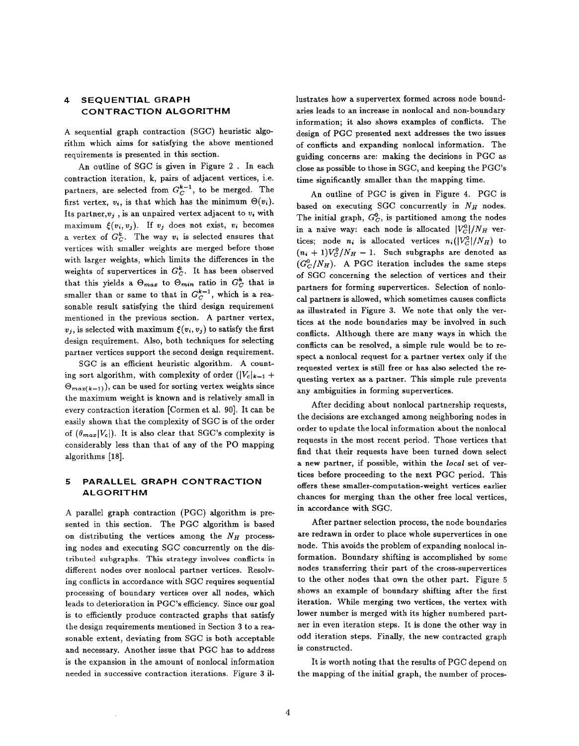## 4 SEQUENTIAL GRAPH CONTRACTION ALGORITHM

A sequential graph contraction (SGC) heuristic algorithm which aims for satisfying the above mentioned requirements is presented in this section.

An outline of SGC is given in Figure 2 . In each contraction iteration, k, pairs of adjacent vertices, i.e. partners, are selected from $G_C^{k-1}$, to be merged. The first vertex, $v_i$, is that which has the minimum $\Theta(v_i)$. Its partner, $v_j$ , is an unpaired vertex adjacent to $v_i$ with maximum $\xi(v_i, v_j)$. If $v_j$ does not exist, $v_i$ becomes a vertex of $G_C^k$. The way $v_i$ is selected ensures that vertices with smaller weights are merged before those with larger weights, which limits the differences in the weights of supervertices in $G_C^k$. It has been observed that this yields a $\Theta_{max}$ to $\Theta_{min}$ ratio in $G_C^k$ that is smaller than or same to that in $G_C^{k-1}$, which is a reasonable result satisfying the third design requirement mentioned in the previous section. A partner vertex, $v_j$, is selected with maximum $\xi(v_i, v_j)$ to satisfy the first design requirement. Also, both techniques for selecting partner vertices support the second design requirement.

SGC is an efficient heuristic algorithm. A counting sort algorithm, with complexity of order $(|V_c|_{k-1} + \Theta_{max(k-1)})$, can be used for sorting vertex weights since the maximum weight is known and is relatively small in every contraction iteration [Cormen et al. 90]. It can be easily shown that the complexity of SGC is of the order of $(\theta_{max}|V_c|)$. It is also clear that SGC's complexity is considerably less than that of any of the PO mapping algorithms [18].

## 5 PARALLEL GRAPH CONTRACTION ALGORITHM

A parallel graph contraction (PGC) algorithm is presented in this section. The PGC algorithm is based on distributing the vertices among the $N_H$ processing nodes and executing SGC concurrently on the distributed subgraphs. This strategy involves conflicts in different nodes over nonlocal partner vertices. Resolving conflicts in accordance with SGC requires sequential processing of boundary vertices over all nodes, which leads to deterioration in PGC's efficiency. Since our goal is to efficiently produce contracted graphs that satisfy the design requirements mentioned in Section 3 to a reasonable extent, deviating from SGC is both acceptable and necessary. Another issue that PGC has to address is the expansion in the amount of nonlocal information needed in successive contraction iterations. Figure 3 illustrates how a supervertex formed across node boundaries leads to an increase in nonlocal and non-boundary information; it also shows examples of conflicts. The design of PGC presented next addresses the two issues of conflicts and expanding nonlocal information. The guiding concerns are: making the decisions in PGC as close as possible to those in SGC, and keeping the PGC's time significantly smaller than the mapping time.

An outline of PGC is given in Figure 4. PGC is based on executing SGC concurrently in $N_H$ nodes. The initial graph, $G_C^0$, is partitioned among the nodes in a naive way: each node is allocated $|V_C^0|/N_H$ vertices; node $n_i$ is allocated vertices $n_i(|V_C^0|/N_H)$ to $(n_i + 1)V_C^0/N_H - 1$. Such subgraphs are denoted as $(G_C^0/N_H)$. A PGC iteration includes the same steps of SGC concerning the selection of vertices and their partners for forming supervertices. Selection of nonlocal partners is allowed, which sometimes causes conflicts as illustrated in Figure 3. We note that only the vertices at the node boundaries may be involved in such conflicts. Although there are many ways in which the conflicts can be resolved, a simple rule would be to respect a nonlocal request for a partner vertex only if the requested vertex is still free or has also selected the requesting vertex as a partner. This simple rule prevents any ambiguities in forming supervertices.

After deciding about nonlocal partnership requests, the decisions are exchanged among neighboring nodes in order to update the local information about the nonlocal requests in the most recent period. Those vertices that find that their requests have been turned down select a new partner, if possible, within the *local* set of vertices before proceeding to the next PGC period. This offers these smaller-computation-weight vertices earlier chances for merging than the other free local vertices, in accordance with SGC.

After partner selection process, the node boundaries are redrawn in order to place whole supervertices in one node. This avoids the problem of expanding nonlocal information. Boundary shifting is accomplished by some nodes transferring their part of the cross-supervertices to the other nodes that own the other part. Figure 5 shows an example of boundary shifting after the first iteration. While merging two vertices, the vertex with lower number is merged with its higher numbered partner in even iteration steps. It is done the other way in odd iteration steps. Finally, the new contracted graph is constructed.

It is worth noting that the results of PGC depend on the mapping of the initial graph, the number of proces-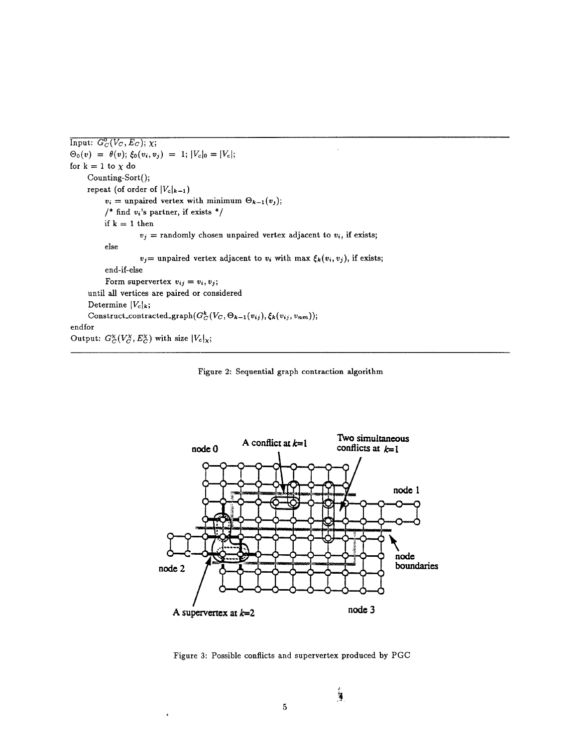```
Input: G_C^0(V_C, E_C); χ;
Θ_0(v) = θ(v); ξ_0(v_i, v_j) = 1; |V_c|_0 = |V_c|;
for k = 1 to χ do
    Counting-Sort();
    repeat (of order of |V_c|_{k-1})
        v_i = unpaired vertex with minimum Θ_{k-1}(v_j);
        /* find v_i's partner, if exists */
        if k = 1 then
                v_j = randomly chosen unpaired vertex adjacent to v_i, if exists;
        else
                v_j = unpaired vertex adjacent to v_i with max ξ_k(v_i, v_j), if exists;
        end-if-else
        Form supervertex v_ij = v_i, v_j;
    until all vertices are paired or considered
    Determine |V_c|_k;
    Construct_contracted_graph(G_C^k(V_C, Θ_{k-1}(v_ij), ξ_k(v_ij, v_nm));
endfor
Output: G_C^χ(V_C^χ, E_C^χ) with size |V_c|_χ;
```

Figure 2: Sequential graph contraction algorithm

node 0 A conflict at $k$=1 Two simultaneous conflicts at $k$=1 node 1 node boundaries node 2 A supervertex at $k$=2 node 3

Figure 3: Possible conflicts and supervertex produced by PGC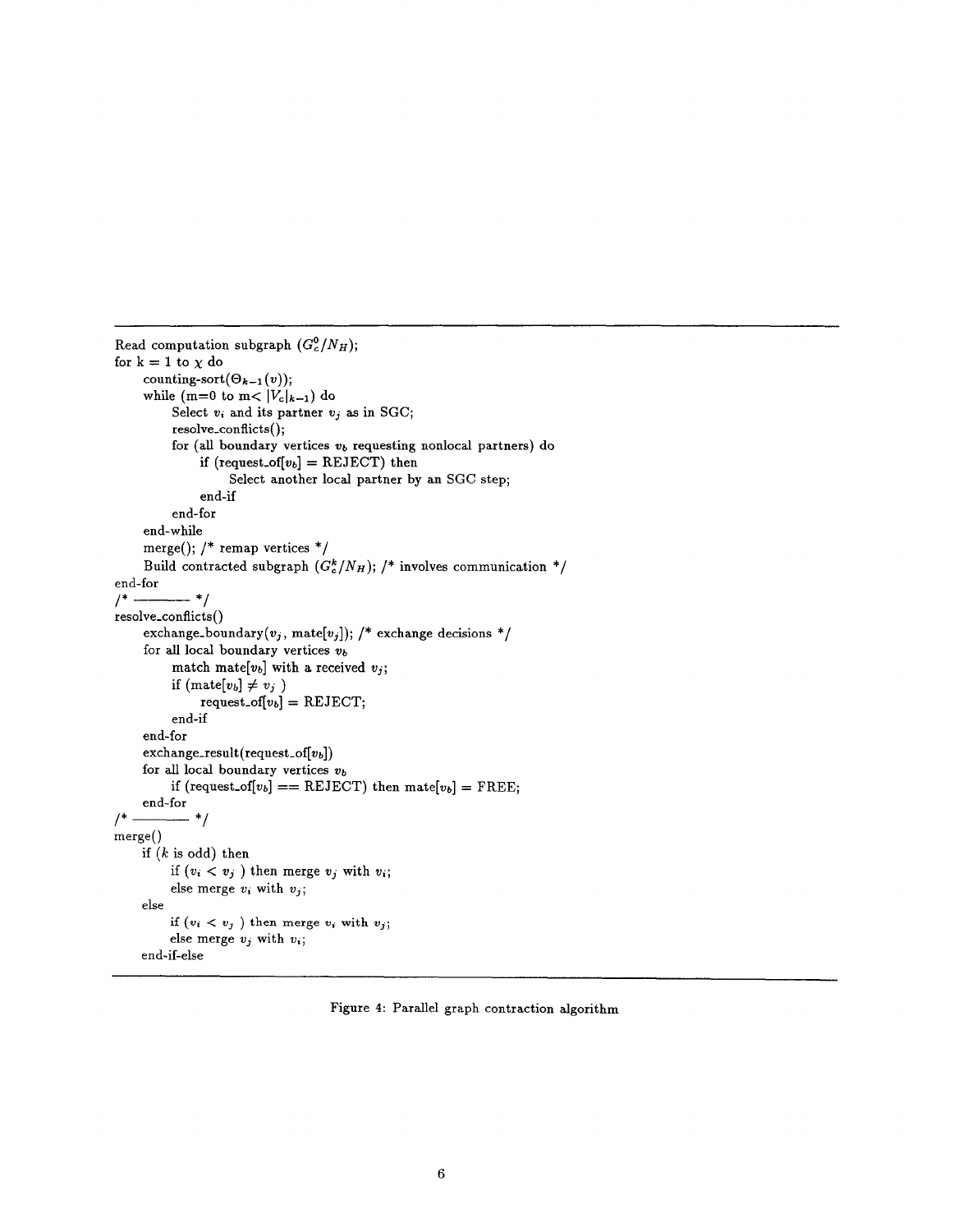```
Read computation subgraph (G_c^0/N_H);
for k = 1 to χ do
    counting-sort(Θ_{k-1}(v));
    while (m=0 to m< |V_c|_{k-1}) do
        Select v_i and its partner v_j as in SGC;
        resolve_conflicts();
        for (all boundary vertices v_b requesting nonlocal partners) do
            if (request_of[v_b] = REJECT) then
                Select another local partner by an SGC step;
            end-if
        end-for
    end-while
    merge(); /* remap vertices */
    Build contracted subgraph (G_c^k/N_H); /* involves communication */
end-for
/* ———— */
resolve_conflicts()
    exchange_boundary(v_j, mate[v_j]); /* exchange decisions */
    for all local boundary vertices v_b
        match mate[v_b] with a received v_j;
        if (mate[v_b] ≠ v_j )
            request_of[v_b] = REJECT;
        end-if
    end-for
    exchange_result(request_of[v_b])
    for all local boundary vertices v_b
        if (request_of[v_b] == REJECT) then mate[v_b] = FREE;
    end-for
/* ———— */
merge()
    if (k is odd) then
        if (v_i < v_j ) then merge v_j with v_i;
        else merge v_i with v_j;
    else
        if (v_i < v_j ) then merge v_i with v_j;
        else merge v_j with v_i;
    end-if-else
```

Figure 4: Parallel graph contraction algorithm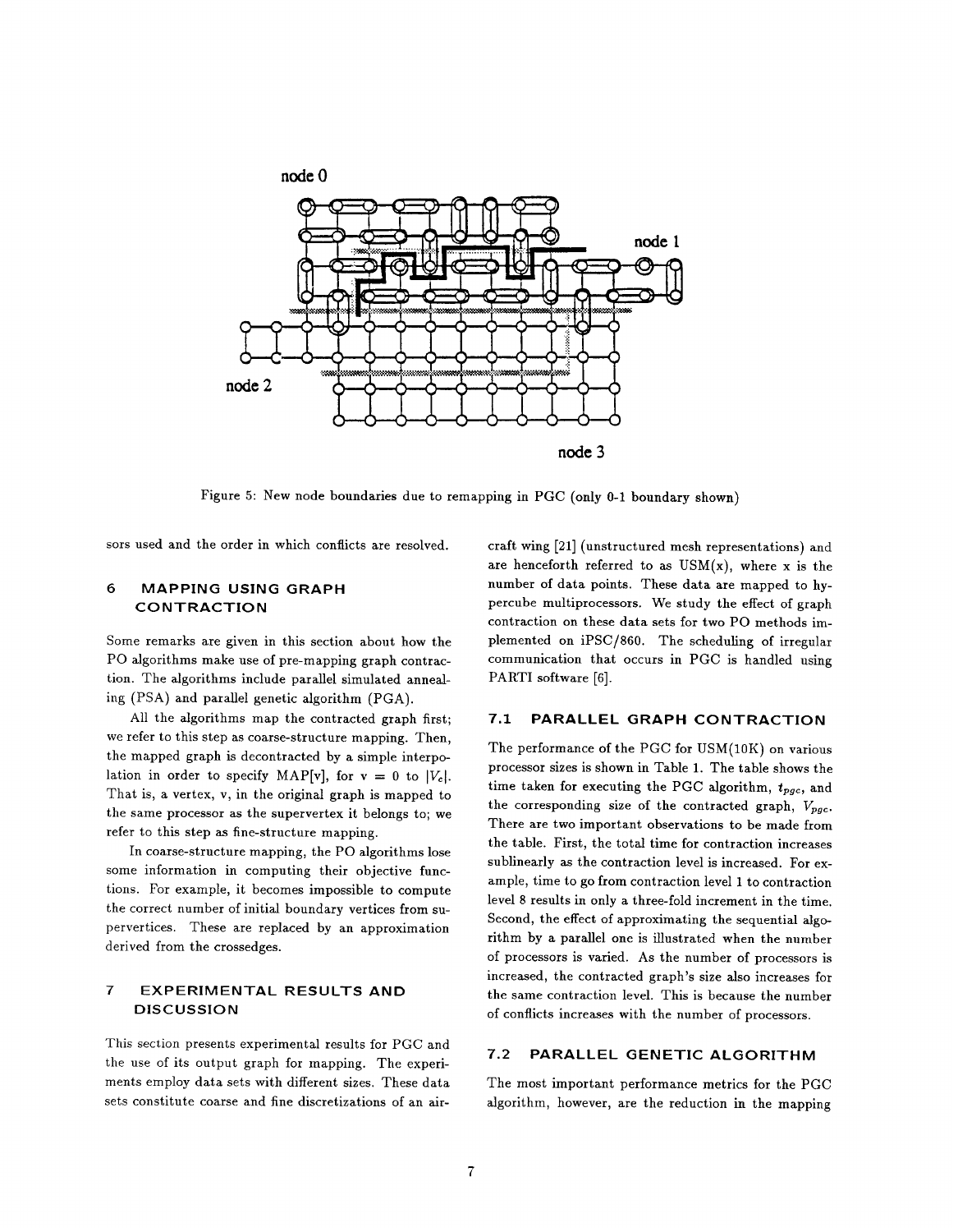Figure 5: New node boundaries due to remapping in PGC (only 0-1 boundary shown)

sors used and the order in which conflicts are resolved.

## 6 MAPPING USING GRAPH CONTRACTION

Some remarks are given in this section about how the PO algorithms make use of pre-mapping graph contraction. The algorithms include parallel simulated annealing (PSA) and parallel genetic algorithm (PGA).

All the algorithms map the contracted graph first; we refer to this step as coarse-structure mapping. Then, the mapped graph is decontracted by a simple interpolation in order to specify MAP[v], for v = 0 to $|V_c|$. That is, a vertex, v, in the original graph is mapped to the same processor as the supervertex it belongs to; we refer to this step as fine-structure mapping.

In coarse-structure mapping, the PO algorithms lose some information in computing their objective functions. For example, it becomes impossible to compute the correct number of initial boundary vertices from supervertices. These are replaced by an approximation derived from the crossedges.

## 7 EXPERIMENTAL RESULTS AND DISCUSSION

This section presents experimental results for PGC and the use of its output graph for mapping. The experiments employ data sets with different sizes. These data sets constitute coarse and fine discretizations of an aircraft wing [21] (unstructured mesh representations) and are henceforth referred to as USM(x), where x is the number of data points. These data are mapped to hypercube multiprocessors. We study the effect of graph contraction on these data sets for two PO methods implemented on iPSC/860. The scheduling of irregular communication that occurs in PGC is handled using PARTI software [6].

### 7.1 PARALLEL GRAPH CONTRACTION

The performance of the PGC for USM(10K) on various processor sizes is shown in Table 1. The table shows the time taken for executing the PGC algorithm, $t_{pgc}$, and the corresponding size of the contracted graph, $V_{pgc}$. There are two important observations to be made from the table. First, the total time for contraction increases sublinearly as the contraction level is increased. For example, time to go from contraction level 1 to contraction level 8 results in only a three-fold increment in the time. Second, the effect of approximating the sequential algorithm by a parallel one is illustrated when the number of processors is varied. As the number of processors is increased, the contracted graph's size also increases for the same contraction level. This is because the number of conflicts increases with the number of processors.

### 7.2 PARALLEL GENETIC ALGORITHM

The most important performance metrics for the PGC algorithm, however, are the reduction in the mapping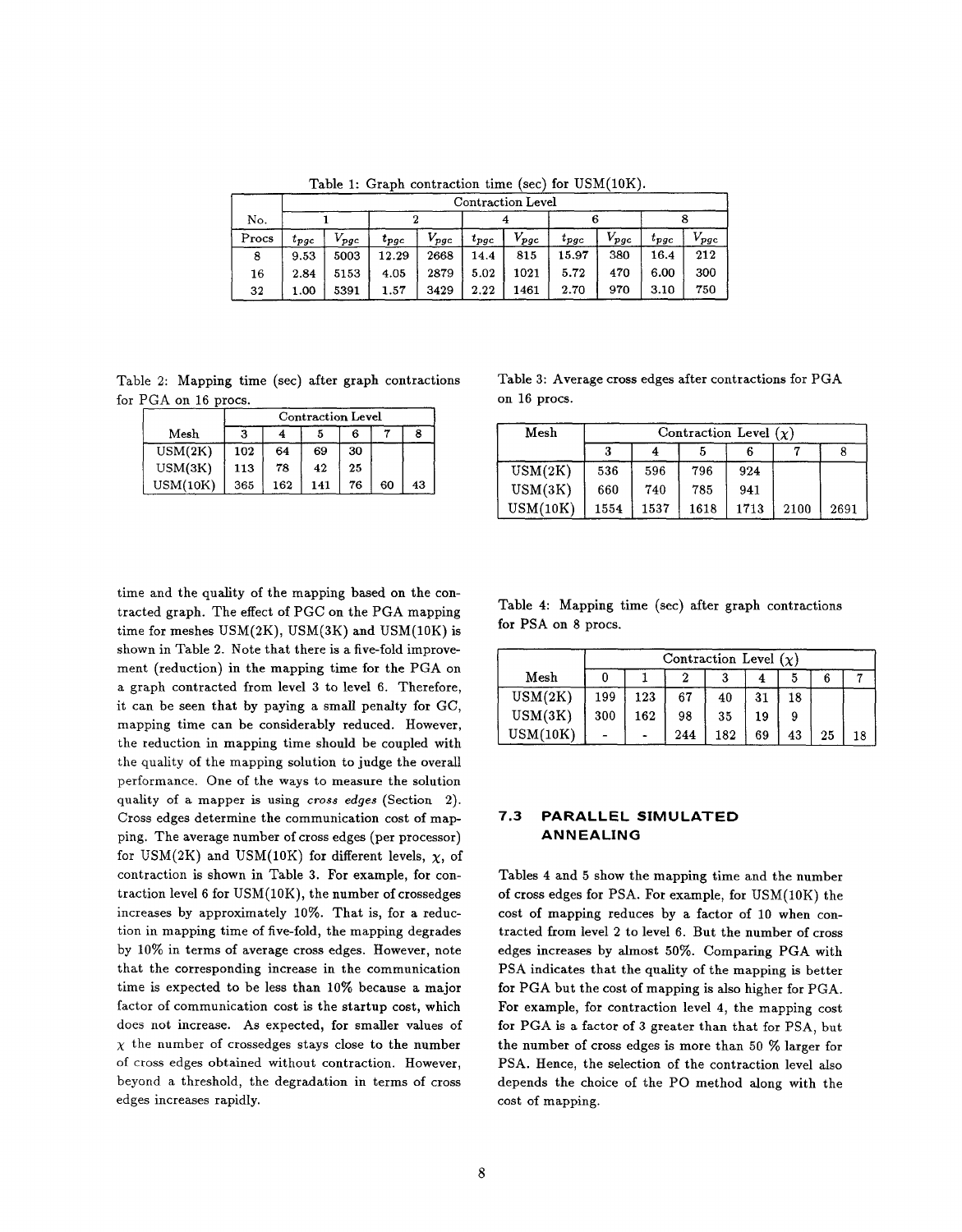Table 1: Graph contraction time (sec) for USM(10K).

| No. | Contraction Level | | | | | | | | | |
|---|---|---|---|---|---|---|---|---|---|---|
| | 1 | | 2 | | 4 | | 6 | | 8 | |
| Procs | $t_{pgc}$ | $V_{pgc}$ | $t_{pgc}$ | $V_{pgc}$ | $t_{pgc}$ | $V_{pgc}$ | $t_{pgc}$ | $V_{pgc}$ | $t_{pgc}$ | $V_{pgc}$ |
| 8 | 9.53 | 5003 | 12.29 | 2668 | 14.4 | 815 | 15.97 | 380 | 16.4 | 212 |
| 16 | 2.84 | 5153 | 4.05 | 2879 | 5.02 | 1021 | 5.72 | 470 | 6.00 | 300 |
| 32 | 1.00 | 5391 | 1.57 | 3429 | 2.22 | 1461 | 2.70 | 970 | 3.10 | 750 |

Table 2: Mapping time (sec) after graph contractions for PGA on 16 procs.

| Mesh | Contraction Level | | | | | |
|---|---|---|---|---|---|---|
| | 3 | 4 | 5 | 6 | 7 | 8 |
| USM(2K) | 102 | 64 | 69 | 30 | | |
| USM(3K) | 113 | 78 | 42 | 25 | | |
| USM(10K) | 365 | 162 | 141 | 76 | 60 | 43 |

Table 3: Average cross edges after contractions for PGA on 16 procs.

| Mesh | Contraction Level ($\chi$) | | | | | |
|---|---|---|---|---|---|---|
| | 3 | 4 | 5 | 6 | 7 | 8 |
| USM(2K) | 536 | 596 | 796 | 924 | | |
| USM(3K) | 660 | 740 | 785 | 941 | | |
| USM(10K) | 1554 | 1537 | 1618 | 1713 | 2100 | 2691 |

time and the quality of the mapping based on the contracted graph. The effect of PGC on the PGA mapping time for meshes USM(2K), USM(3K) and USM(10K) is shown in Table 2. Note that there is a five-fold improvement (reduction) in the mapping time for the PGA on a graph contracted from level 3 to level 6. Therefore, it can be seen that by paying a small penalty for GC, mapping time can be considerably reduced. However, the reduction in mapping time should be coupled with the quality of the mapping solution to judge the overall performance. One of the ways to measure the solution quality of a mapper is using *cross edges* (Section 2). Cross edges determine the communication cost of mapping. The average number of cross edges (per processor) for USM(2K) and USM(10K) for different levels, $\chi$, of contraction is shown in Table 3. For example, for contraction level 6 for USM(10K), the number of crossedges increases by approximately 10%. That is, for a reduction in mapping time of five-fold, the mapping degrades by 10% in terms of average cross edges. However, note that the corresponding increase in the communication time is expected to be less than 10% because a major factor of communication cost is the startup cost, which does not increase. As expected, for smaller values of $\chi$ the number of crossedges stays close to the number of cross edges obtained without contraction. However, beyond a threshold, the degradation in terms of cross edges increases rapidly.

Table 4: Mapping time (sec) after graph contractions for PSA on 8 procs.

| Mesh | Contraction Level ($\chi$) | | | | | | | |
|---|---|---|---|---|---|---|---|---|
| | 0 | 1 | 2 | 3 | 4 | 5 | 6 | 7 |
| USM(2K) | 199 | 123 | 67 | 40 | 31 | 18 | | |
| USM(3K) | 300 | 162 | 98 | 35 | 19 | 9 | | |
| USM(10K) | - | - | 244 | 182 | 69 | 43 | 25 | 18 |

### 7.3 PARALLEL SIMULATED ANNEALING

Tables 4 and 5 show the mapping time and the number of cross edges for PSA. For example, for USM(10K) the cost of mapping reduces by a factor of 10 when contracted from level 2 to level 6. But the number of cross edges increases by almost 50%. Comparing PGA with PSA indicates that the quality of the mapping is better for PGA but the cost of mapping is also higher for PGA. For example, for contraction level 4, the mapping cost for PGA is a factor of 3 greater than that for PSA, but the number of cross edges is more than 50 % larger for PSA. Hence, the selection of the contraction level also depends the choice of the PO method along with the cost of mapping.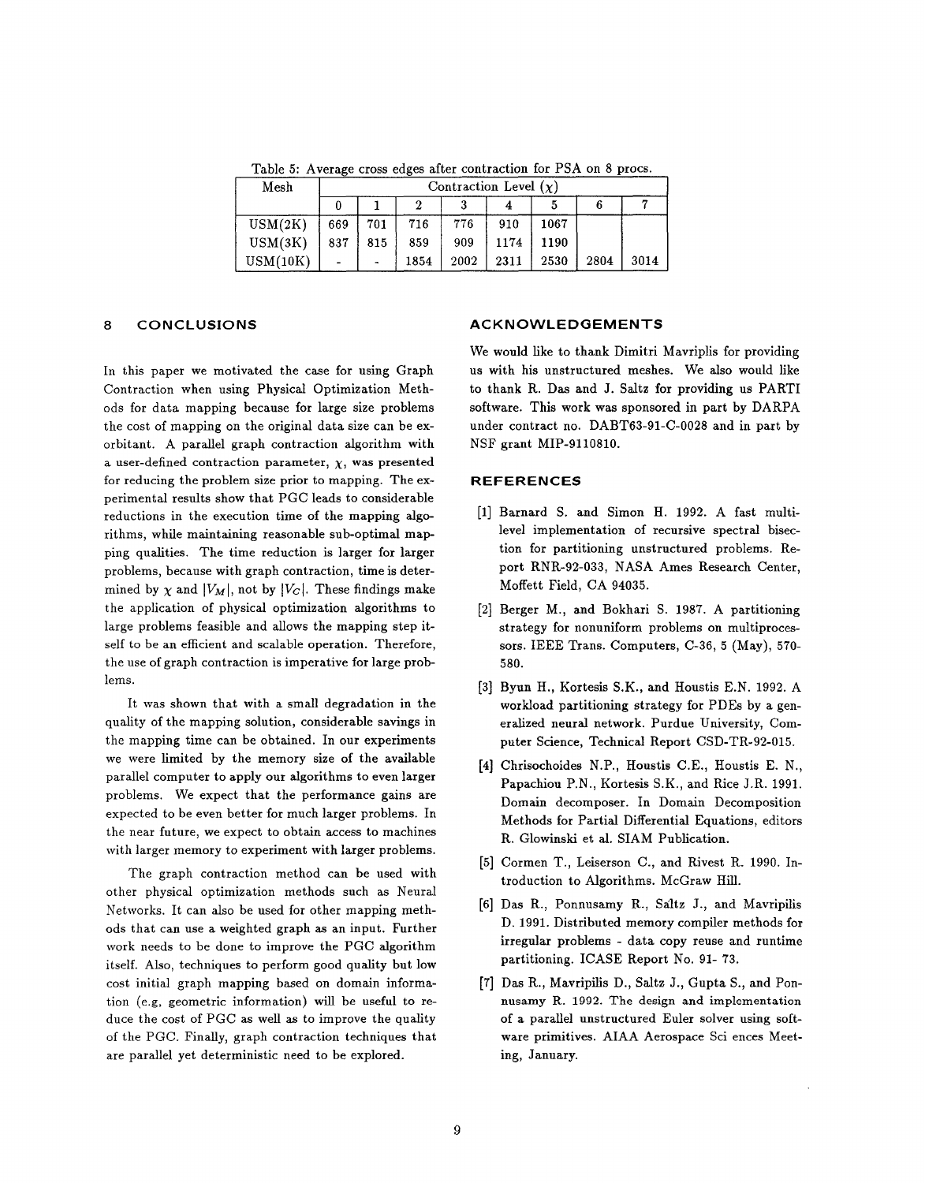Table 5: Average cross edges after contraction for PSA on 8 procs.

| Mesh | Contraction Level ($\chi$) | | | | | | | |
|---|---|---|---|---|---|---|---|---|
| | 0 | 1 | 2 | 3 | 4 | 5 | 6 | 7 |
| USM(2K) | 669 | 701 | 716 | 776 | 910 | 1067 | | |
| USM(3K) | 837 | 815 | 859 | 909 | 1174 | 1190 | | |
| USM(10K) | - | - | 1854 | 2002 | 2311 | 2530 | 2804 | 3014 |

## 8 CONCLUSIONS

In this paper we motivated the case for using Graph Contraction when using Physical Optimization Methods for data mapping because for large size problems the cost of mapping on the original data size can be exorbitant. A parallel graph contraction algorithm with a user-defined contraction parameter, $\chi$, was presented for reducing the problem size prior to mapping. The experimental results show that PGC leads to considerable reductions in the execution time of the mapping algorithms, while maintaining reasonable sub-optimal mapping qualities. The time reduction is larger for larger problems, because with graph contraction, time is determined by $\chi$ and $|V_M|$, not by $|V_C|$. These findings make the application of physical optimization algorithms to large problems feasible and allows the mapping step itself to be an efficient and scalable operation. Therefore, the use of graph contraction is imperative for large problems.

It was shown that with a small degradation in the quality of the mapping solution, considerable savings in the mapping time can be obtained. In our experiments we were limited by the memory size of the available parallel computer to apply our algorithms to even larger problems. We expect that the performance gains are expected to be even better for much larger problems. In the near future, we expect to obtain access to machines with larger memory to experiment with larger problems.

The graph contraction method can be used with other physical optimization methods such as Neural Networks. It can also be used for other mapping methods that can use a weighted graph as an input. Further work needs to be done to improve the PGC algorithm itself. Also, techniques to perform good quality but low cost initial graph mapping based on domain information (e.g, geometric information) will be useful to reduce the cost of PGC as well as to improve the quality of the PGC. Finally, graph contraction techniques that are parallel yet deterministic need to be explored.

## ACKNOWLEDGEMENTS

We would like to thank Dimitri Mavriplis for providing us with his unstructured meshes. We also would like to thank R. Das and J. Saltz for providing us PARTI software. This work was sponsored in part by DARPA under contract no. DABT63-91-C-0028 and in part by NSF grant MIP-9110810.

## REFERENCES

[1] Barnard S. and Simon H. 1992. A fast multilevel implementation of recursive spectral bisection for partitioning unstructured problems. Report RNR-92-033, NASA Ames Research Center, Moffett Field, CA 94035.

[2] Berger M., and Bokhari S. 1987. A partitioning strategy for nonuniform problems on multiprocessors. IEEE Trans. Computers, C-36, 5 (May), 570-580.

[3] Byun H., Kortesis S.K., and Houstis E.N. 1992. A workload partitioning strategy for PDEs by a generalized neural network. Purdue University, Computer Science, Technical Report CSD-TR-92-015.

[4] Chrisochoides N.P., Houstis C.E., Houstis E. N., Papachiou P.N., Kortesis S.K., and Rice J.R. 1991. Domain decomposer. In Domain Decomposition Methods for Partial Differential Equations, editors R. Glowinski et al. SIAM Publication.

[5] Cormen T., Leiserson C., and Rivest R. 1990. Introduction to Algorithms. McGraw Hill.

[6] Das R., Ponnusamy R., Saltz J., and Mavripilis D. 1991. Distributed memory compiler methods for irregular problems - data copy reuse and runtime partitioning. ICASE Report No. 91- 73.

[7] Das R., Mavripilis D., Saltz J., Gupta S., and Ponnusamy R. 1992. The design and implementation of a parallel unstructured Euler solver using software primitives. AIAA Aerospace Sci ences Meeting, January.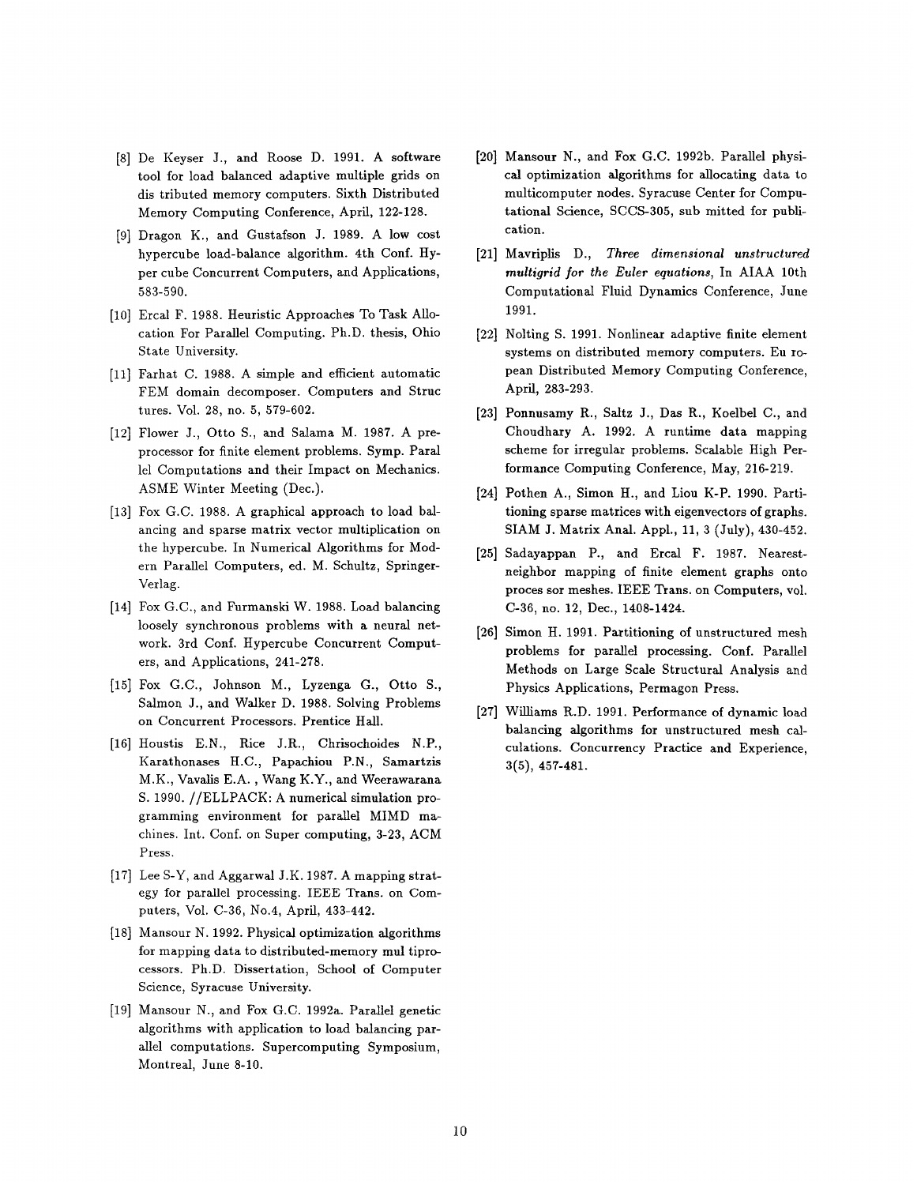[8] De Keyser J., and Roose D. 1991. A software tool for load balanced adaptive multiple grids on dis tributed memory computers. Sixth Distributed Memory Computing Conference, April, 122-128.

[9] Dragon K., and Gustafson J. 1989. A low cost hypercube load-balance algorithm. 4th Conf. Hyper cube Concurrent Computers, and Applications, 583-590.

[10] Ercal F. 1988. Heuristic Approaches To Task Allocation For Parallel Computing. Ph.D. thesis, Ohio State University.

[11] Farhat C. 1988. A simple and efficient automatic FEM domain decomposer. Computers and Struc tures. Vol. 28, no. 5, 579-602.

[12] Flower J., Otto S., and Salama M. 1987. A preprocessor for finite element problems. Symp. Paral lel Computations and their Impact on Mechanics. ASME Winter Meeting (Dec.).

[13] Fox G.C. 1988. A graphical approach to load balancing and sparse matrix vector multiplication on the hypercube. In Numerical Algorithms for Modern Parallel Computers, ed. M. Schultz, Springer-Verlag.

[14] Fox G.C., and Furmanski W. 1988. Load balancing loosely synchronous problems with a neural network. 3rd Conf. Hypercube Concurrent Computers, and Applications, 241-278.

[15] Fox G.C., Johnson M., Lyzenga G., Otto S., Salmon J., and Walker D. 1988. Solving Problems on Concurrent Processors. Prentice Hall.

[16] Houstis E.N., Rice J.R., Chrisochoides N.P., Karathonases H.C., Papachiou P.N., Samartzis M.K., Vavalis E.A. , Wang K.Y., and Weerawarana S. 1990. //ELLPACK: A numerical simulation programming environment for parallel MIMD machines. Int. Conf. on Super computing, 3-23, ACM Press.

[17] Lee S-Y, and Aggarwal J.K. 1987. A mapping strategy for parallel processing. IEEE Trans. on Computers, Vol. C-36, No.4, April, 433-442.

[18] Mansour N. 1992. Physical optimization algorithms for mapping data to distributed-memory mul tiprocessors. Ph.D. Dissertation, School of Computer Science, Syracuse University.

[19] Mansour N., and Fox G.C. 1992a. Parallel genetic algorithms with application to load balancing parallel computations. Supercomputing Symposium, Montreal, June 8-10.

[20] Mansour N., and Fox G.C. 1992b. Parallel physical optimization algorithms for allocating data to multicomputer nodes. Syracuse Center for Computational Science, SCCS-305, sub mitted for publication.

[21] Mavriplis D., *Three dimensional unstructured multigrid for the Euler equations*, In AIAA 10th Computational Fluid Dynamics Conference, June 1991.

[22] Nolting S. 1991. Nonlinear adaptive finite element systems on distributed memory computers. Eu ropean Distributed Memory Computing Conference, April, 283-293.

[23] Ponnusamy R., Saltz J., Das R., Koelbel C., and Choudhary A. 1992. A runtime data mapping scheme for irregular problems. Scalable High Performance Computing Conference, May, 216-219.

[24] Pothen A., Simon H., and Liou K-P. 1990. Partitioning sparse matrices with eigenvectors of graphs. SIAM J. Matrix Anal. Appl., 11, 3 (July), 430-452.

[25] Sadayappan P., and Ercal F. 1987. Nearest-neighbor mapping of finite element graphs onto proces sor meshes. IEEE Trans. on Computers, vol. C-36, no. 12, Dec., 1408-1424.

[26] Simon H. 1991. Partitioning of unstructured mesh problems for parallel processing. Conf. Parallel Methods on Large Scale Structural Analysis and Physics Applications, Permagon Press.

[27] Williams R.D. 1991. Performance of dynamic load balancing algorithms for unstructured mesh calculations. Concurrency Practice and Experience, 3(5), 457-481.